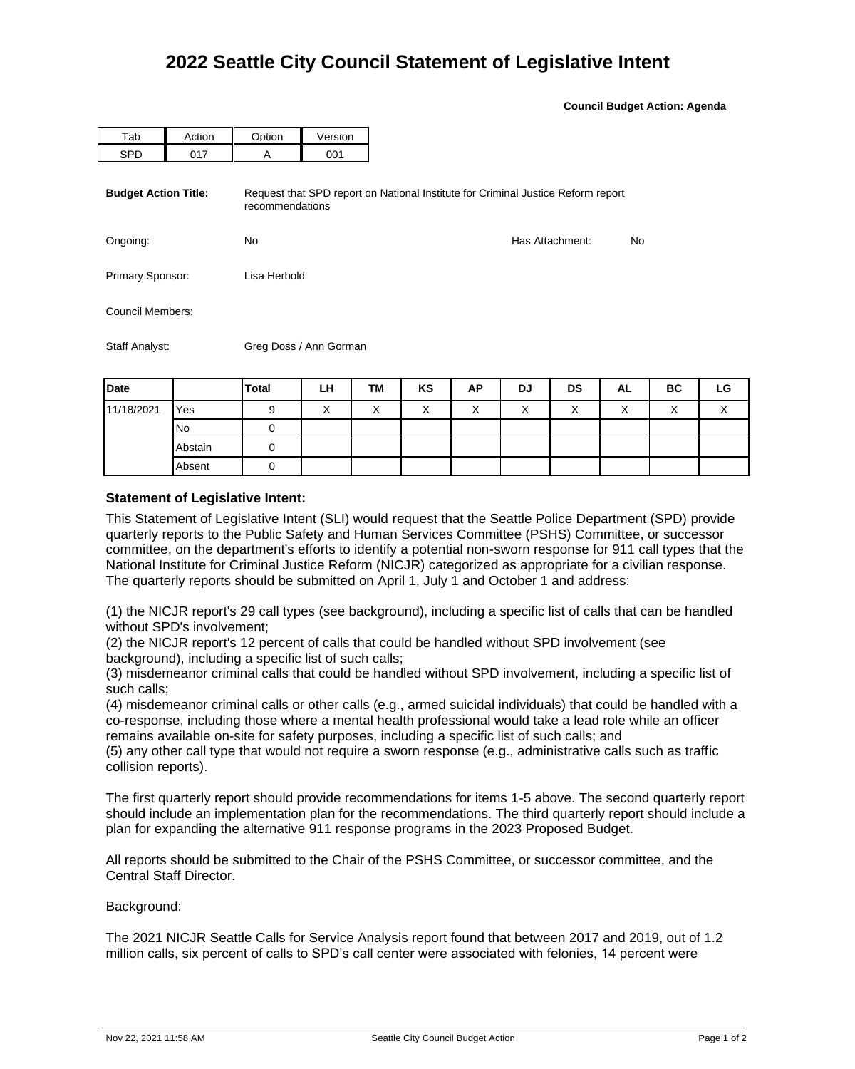# 2022 Seattle City Council Statement of Legislative Intent

**Council Budget Action: Agenda**

| Tab | Action | Option | Version |
|---|---|---|---|
| SPD | 017 | A | 001 |

**Budget Action Title:** Request that SPD report on National Institute for Criminal Justice Reform report recommendations

Ongoing: No

Has Attachment: No

Primary Sponsor: Lisa Herbold

Council Members:

Staff Analyst: Greg Doss / Ann Gorman

| Date | | Total | LH | TM | KS | AP | DJ | DS | AL | BC | LG |
|---|---|---|---|---|---|---|---|---|---|---|---|
| 11/18/2021 | Yes | 9 | X | X | X | X | X | X | X | X | X |
| | No | 0 | | | | | | | | | |
| | Abstain | 0 | | | | | | | | | |
| | Absent | 0 | | | | | | | | | |

**Statement of Legislative Intent:**

This Statement of Legislative Intent (SLI) would request that the Seattle Police Department (SPD) provide quarterly reports to the Public Safety and Human Services Committee (PSHS) Committee, or successor committee, on the department's efforts to identify a potential non-sworn response for 911 call types that the National Institute for Criminal Justice Reform (NICJR) categorized as appropriate for a civilian response. The quarterly reports should be submitted on April 1, July 1 and October 1 and address:

(1) the NICJR report's 29 call types (see background), including a specific list of calls that can be handled without SPD's involvement;
(2) the NICJR report's 12 percent of calls that could be handled without SPD involvement (see background), including a specific list of such calls;
(3) misdemeanor criminal calls that could be handled without SPD involvement, including a specific list of such calls;
(4) misdemeanor criminal calls or other calls (e.g., armed suicidal individuals) that could be handled with a co-response, including those where a mental health professional would take a lead role while an officer remains available on-site for safety purposes, including a specific list of such calls; and
(5) any other call type that would not require a sworn response (e.g., administrative calls such as traffic collision reports).

The first quarterly report should provide recommendations for items 1-5 above. The second quarterly report should include an implementation plan for the recommendations. The third quarterly report should include a plan for expanding the alternative 911 response programs in the 2023 Proposed Budget.

All reports should be submitted to the Chair of the PSHS Committee, or successor committee, and the Central Staff Director.

Background:

The 2021 NICJR Seattle Calls for Service Analysis report found that between 2017 and 2019, out of 1.2 million calls, six percent of calls to SPD's call center were associated with felonies, 14 percent were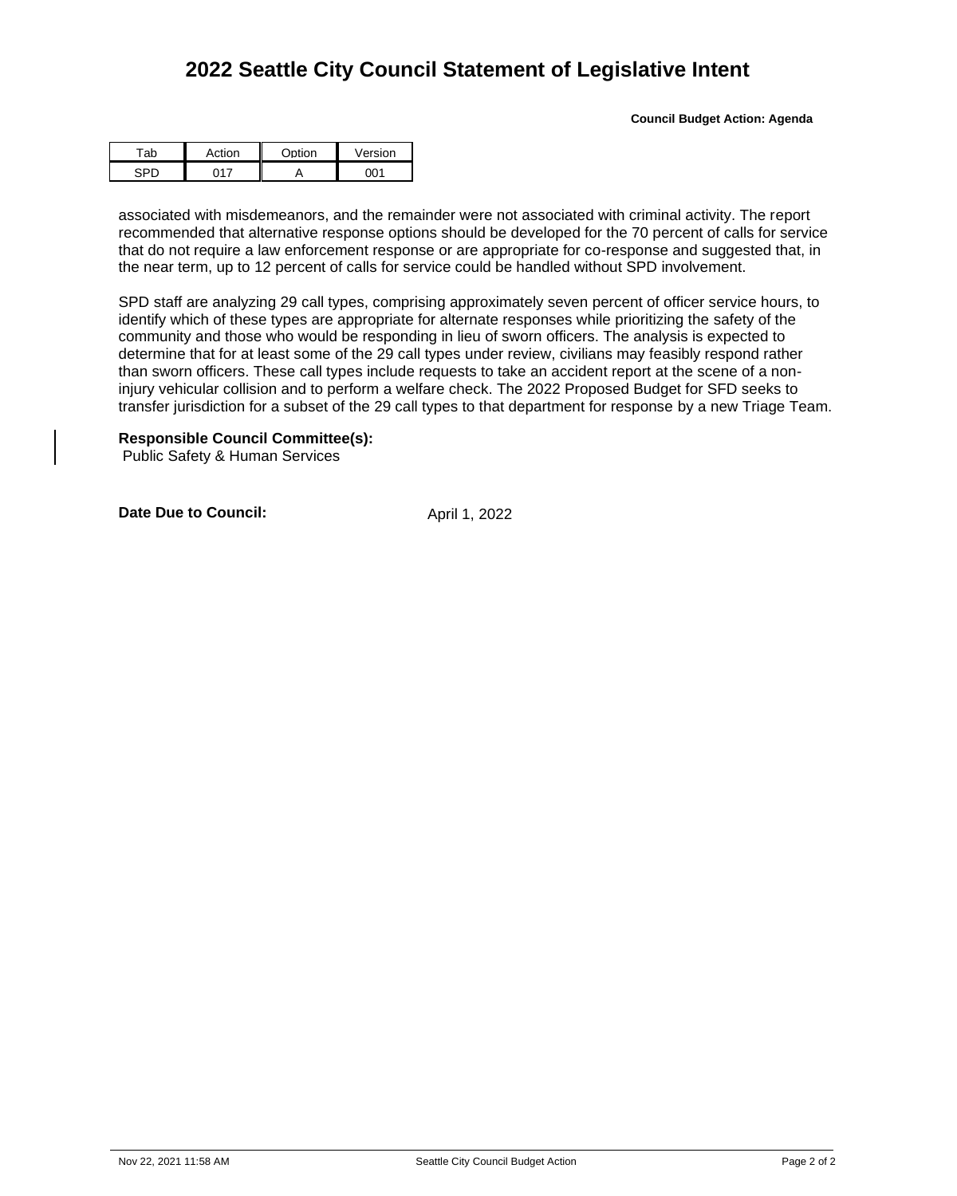# 2022 Seattle City Council Statement of Legislative Intent

**Council Budget Action: Agenda**

| Tab | Action | Option | Version |
|---|---|---|---|
| SPD | 017 | A | 001 |

associated with misdemeanors, and the remainder were not associated with criminal activity. The report recommended that alternative response options should be developed for the 70 percent of calls for service that do not require a law enforcement response or are appropriate for co-response and suggested that, in the near term, up to 12 percent of calls for service could be handled without SPD involvement.

SPD staff are analyzing 29 call types, comprising approximately seven percent of officer service hours, to identify which of these types are appropriate for alternate responses while prioritizing the safety of the community and those who would be responding in lieu of sworn officers. The analysis is expected to determine that for at least some of the 29 call types under review, civilians may feasibly respond rather than sworn officers. These call types include requests to take an accident report at the scene of a non-injury vehicular collision and to perform a welfare check. The 2022 Proposed Budget for SFD seeks to transfer jurisdiction for a subset of the 29 call types to that department for response by a new Triage Team.

**Responsible Council Committee(s):**
Public Safety & Human Services

**Date Due to Council:** April 1, 2022